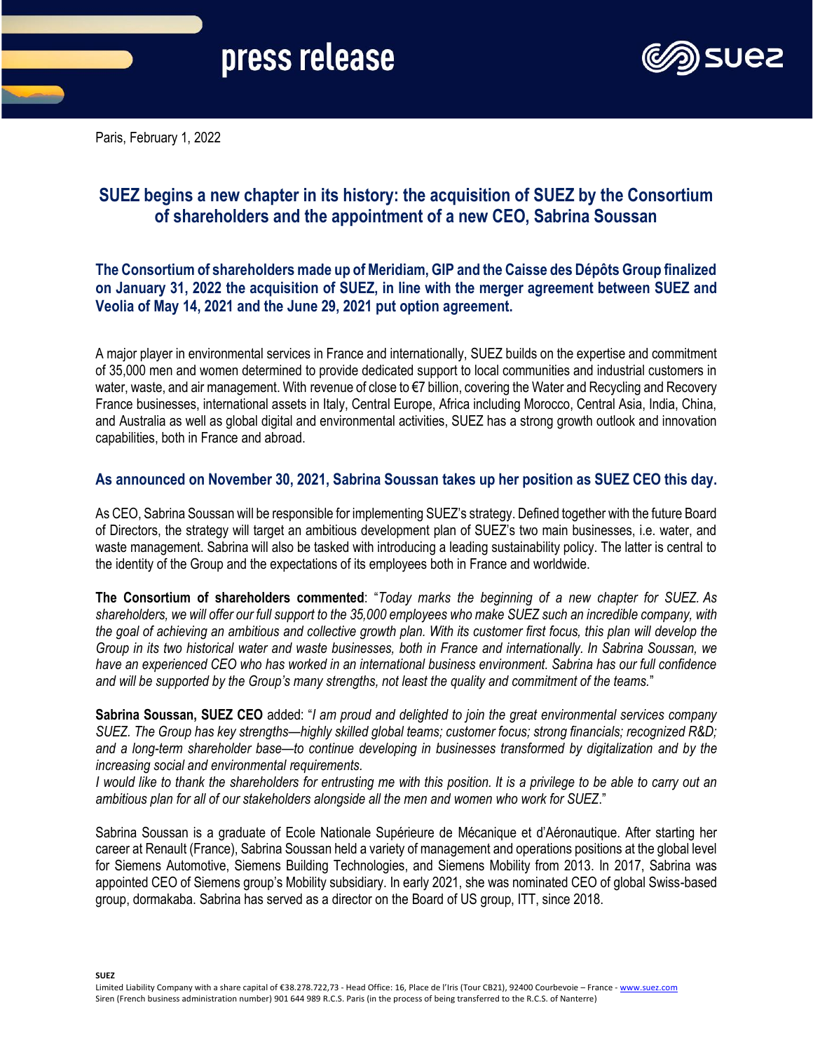press release

Paris, February 1, 2022

# SUEZ begins a new chapter in its history: the acquisition of SUEZ by the Consortium of shareholders and the appointment of a new CEO, Sabrina Soussan

## The Consortium of shareholders made up of Meridiam, GIP and the Caisse des Dépôts Group finalized on January 31, 2022 the acquisition of SUEZ, in line with the merger agreement between SUEZ and Veolia of May 14, 2021 and the June 29, 2021 put option agreement.

A major player in environmental services in France and internationally, SUEZ builds on the expertise and commitment of 35,000 men and women determined to provide dedicated support to local communities and industrial customers in water, waste, and air management. With revenue of close to €7 billion, covering the Water and Recycling and Recovery France businesses, international assets in Italy, Central Europe, Africa including Morocco, Central Asia, India, China, and Australia as well as global digital and environmental activities, SUEZ has a strong growth outlook and innovation capabilities, both in France and abroad.

## As announced on November 30, 2021, Sabrina Soussan takes up her position as SUEZ CEO this day.

As CEO, Sabrina Soussan will be responsible for implementing SUEZ's strategy. Defined together with the future Board of Directors, the strategy will target an ambitious development plan of SUEZ's two main businesses, i.e. water, and waste management. Sabrina will also be tasked with introducing a leading sustainability policy. The latter is central to the identity of the Group and the expectations of its employees both in France and worldwide.

**The Consortium of shareholders commented**: "*Today marks the beginning of a new chapter for SUEZ. As shareholders, we will offer our full support to the 35,000 employees who make SUEZ such an incredible company, with the goal of achieving an ambitious and collective growth plan. With its customer first focus, this plan will develop the Group in its two historical water and waste businesses, both in France and internationally. In Sabrina Soussan, we have an experienced CEO who has worked in an international business environment. Sabrina has our full confidence and will be supported by the Group's many strengths, not least the quality and commitment of the teams.*"

**Sabrina Soussan, SUEZ CEO** added: "*I am proud and delighted to join the great environmental services company SUEZ. The Group has key strengths—highly skilled global teams; customer focus; strong financials; recognized R&D; and a long-term shareholder base—to continue developing in businesses transformed by digitalization and by the increasing social and environmental requirements.*
*I would like to thank the shareholders for entrusting me with this position. It is a privilege to be able to carry out an ambitious plan for all of our stakeholders alongside all the men and women who work for SUEZ.*"

Sabrina Soussan is a graduate of Ecole Nationale Supérieure de Mécanique et d'Aéronautique. After starting her career at Renault (France), Sabrina Soussan held a variety of management and operations positions at the global level for Siemens Automotive, Siemens Building Technologies, and Siemens Mobility from 2013. In 2017, Sabrina was appointed CEO of Siemens group's Mobility subsidiary. In early 2021, she was nominated CEO of global Swiss-based group, dormakaba. Sabrina has served as a director on the Board of US group, ITT, since 2018.

**SUEZ**
Limited Liability Company with a share capital of €38.278.722,73 - Head Office: 16, Place de l'Iris (Tour CB21), 92400 Courbevoie – France - www.suez.com
Siren (French business administration number) 901 644 989 R.C.S. Paris (in the process of being transferred to the R.C.S. of Nanterre)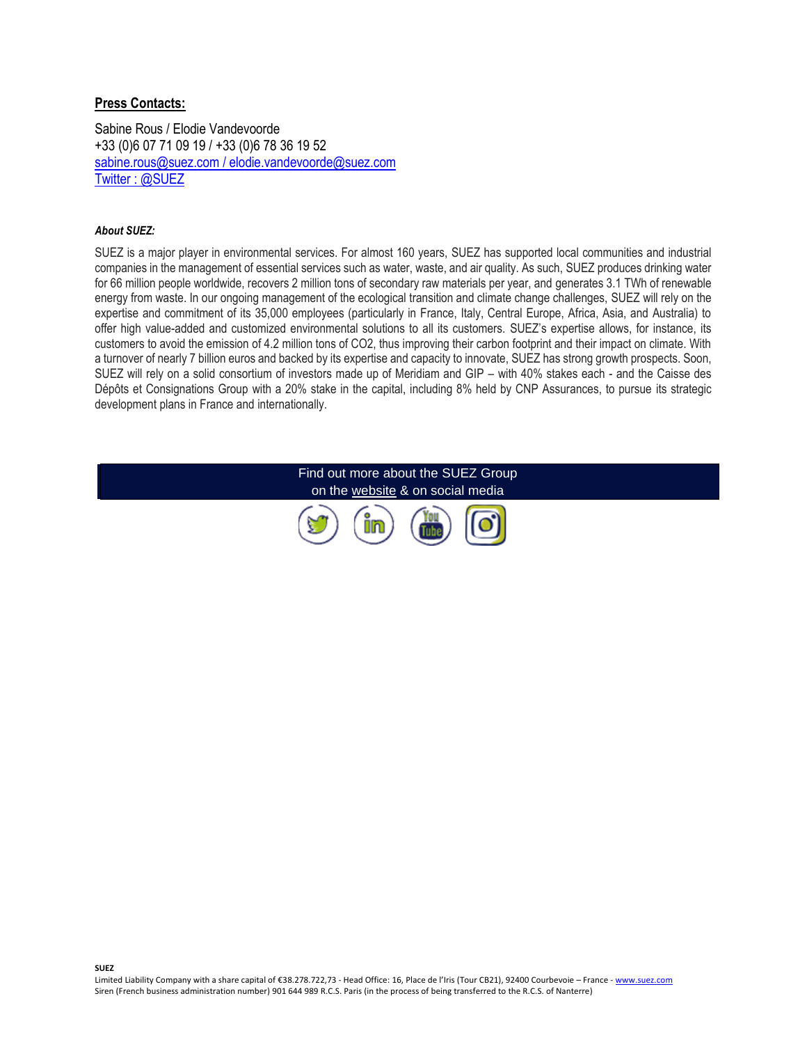**Press Contacts:**

Sabine Rous / Elodie Vandevoorde
+33 (0)6 07 71 09 19 / +33 (0)6 78 36 19 52
sabine.rous@suez.com / elodie.vandevoorde@suez.com
Twitter : @SUEZ

***About SUEZ:***

SUEZ is a major player in environmental services. For almost 160 years, SUEZ has supported local communities and industrial companies in the management of essential services such as water, waste, and air quality. As such, SUEZ produces drinking water for 66 million people worldwide, recovers 2 million tons of secondary raw materials per year, and generates 3.1 TWh of renewable energy from waste. In our ongoing management of the ecological transition and climate change challenges, SUEZ will rely on the expertise and commitment of its 35,000 employees (particularly in France, Italy, Central Europe, Africa, Asia, and Australia) to offer high value-added and customized environmental solutions to all its customers. SUEZ's expertise allows, for instance, its customers to avoid the emission of 4.2 million tons of $CO_2$, thus improving their carbon footprint and their impact on climate. With a turnover of nearly 7 billion euros and backed by its expertise and capacity to innovate, SUEZ has strong growth prospects. Soon, SUEZ will rely on a solid consortium of investors made up of Meridiam and GIP – with 40% stakes each - and the Caisse des Dépôts et Consignations Group with a 20% stake in the capital, including 8% held by CNP Assurances, to pursue its strategic development plans in France and internationally.

Find out more about the SUEZ Group
on the website & on social media

**SUEZ**
Limited Liability Company with a share capital of €38.278.722,73 - Head Office: 16, Place de l'Iris (Tour CB21), 92400 Courbevoie – France - www.suez.com
Siren (French business administration number) 901 644 989 R.C.S. Paris (in the process of being transferred to the R.C.S. of Nanterre)